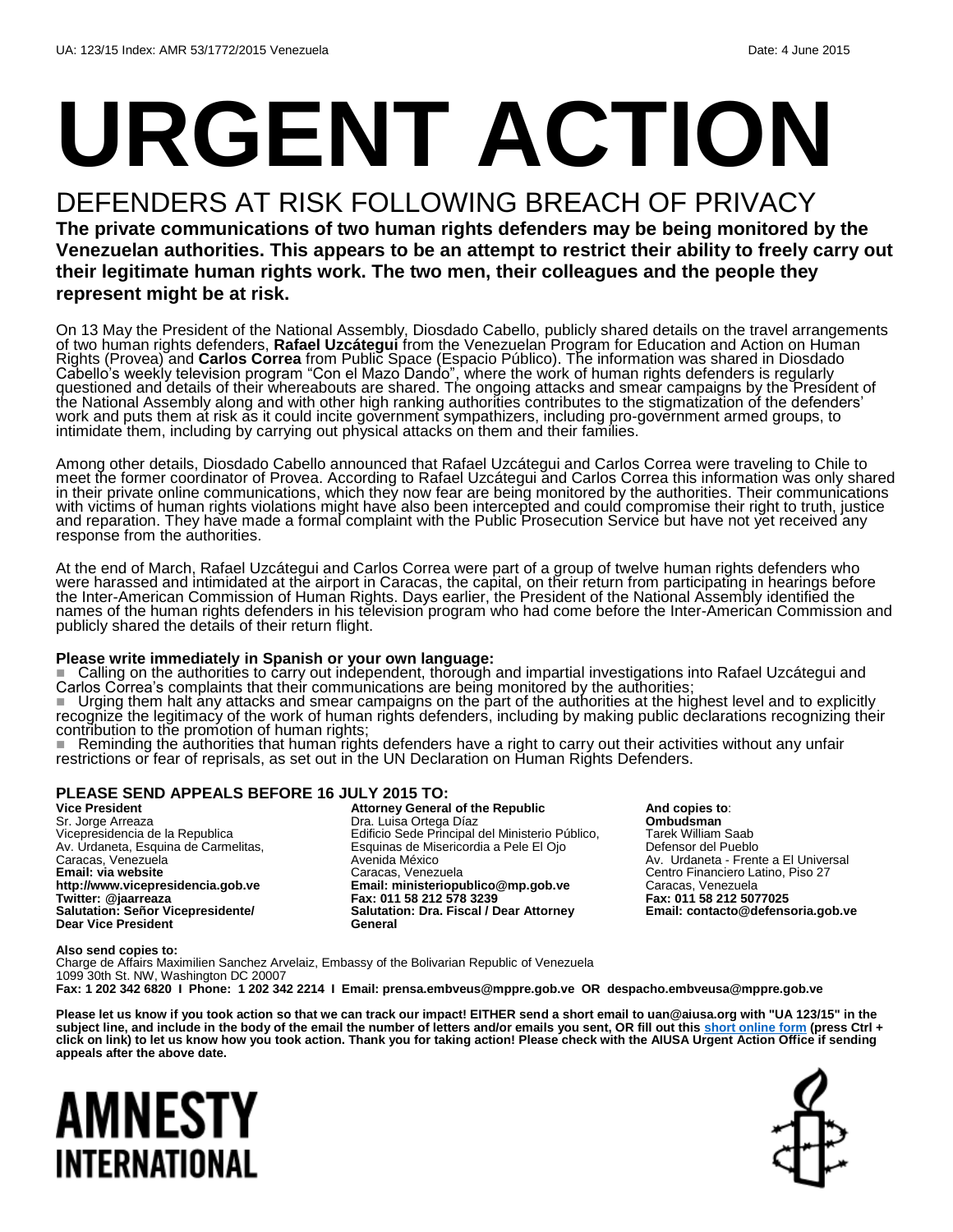UA: 123/15 Index: AMR 53/1772/2015 Venezuela

Date: 4 June 2015

# URGENT ACTION

## DEFENDERS AT RISK FOLLOWING BREACH OF PRIVACY

**The private communications of two human rights defenders may be being monitored by the Venezuelan authorities. This appears to be an attempt to restrict their ability to freely carry out their legitimate human rights work. The two men, their colleagues and the people they represent might be at risk.**

On 13 May the President of the National Assembly, Diosdado Cabello, publicly shared details on the travel arrangements of two human rights defenders, **Rafael Uzcátegui** from the Venezuelan Program for Education and Action on Human Rights (Provea) and **Carlos Correa** from Public Space (Espacio Público). The information was shared in Diosdado Cabello's weekly television program "Con el Mazo Dando", where the work of human rights defenders is regularly questioned and details of their whereabouts are shared. The ongoing attacks and smear campaigns by the President of the National Assembly along and with other high ranking authorities contributes to the stigmatization of the defenders' work and puts them at risk as it could incite government sympathizers, including pro-government armed groups, to intimidate them, including by carrying out physical attacks on them and their families.

Among other details, Diosdado Cabello announced that Rafael Uzcátegui and Carlos Correa were traveling to Chile to meet the former coordinator of Provea. According to Rafael Uzcátegui and Carlos Correa this information was only shared in their private online communications, which they now fear are being monitored by the authorities. Their communications with victims of human rights violations might have also been intercepted and could compromise their right to truth, justice and reparation. They have made a formal complaint with the Public Prosecution Service but have not yet received any response from the authorities.

At the end of March, Rafael Uzcátegui and Carlos Correa were part of a group of twelve human rights defenders who were harassed and intimidated at the airport in Caracas, the capital, on their return from participating in hearings before the Inter-American Commission of Human Rights. Days earlier, the President of the National Assembly identified the names of the human rights defenders in his television program who had come before the Inter-American Commission and publicly shared the details of their return flight.

**Please write immediately in Spanish or your own language:**

- Calling on the authorities to carry out independent, thorough and impartial investigations into Rafael Uzcátegui and Carlos Correa's complaints that their communications are being monitored by the authorities;
- Urging them halt any attacks and smear campaigns on the part of the authorities at the highest level and to explicitly recognize the legitimacy of the work of human rights defenders, including by making public declarations recognizing their contribution to the promotion of human rights;
- Reminding the authorities that human rights defenders have a right to carry out their activities without any unfair restrictions or fear of reprisals, as set out in the UN Declaration on Human Rights Defenders.

### PLEASE SEND APPEALS BEFORE 16 JULY 2015 TO:

**Vice President**
Sr. Jorge Arreaza
Vicepresidencia de la Republica
Av. Urdaneta, Esquina de Carmelitas,
Caracas, Venezuela
**Email: via website**
**http://www.vicepresidencia.gob.ve**
**Twitter: @jaarreaza**
**Salutation: Señor Vicepresidente/ Dear Vice President**

**Attorney General of the Republic**
Dra. Luisa Ortega Díaz
Edificio Sede Principal del Ministerio Público,
Esquinas de Misericordia a Pele El Ojo
Avenida México
Caracas, Venezuela
**Email: ministeriopublico@mp.gob.ve**
**Fax: 011 58 212 578 3239**
**Salutation: Dra. Fiscal / Dear Attorney General**

**And copies to**:
**Ombudsman**
Tarek William Saab
Defensor del Pueblo
Av. Urdaneta - Frente a El Universal
Centro Financiero Latino, Piso 27
Caracas, Venezuela
**Fax: 011 58 212 5077025**
**Email: contacto@defensoria.gob.ve**

**Also send copies to:**
Charge de Affairs Maximilien Sanchez Arvelaiz, Embassy of the Bolivarian Republic of Venezuela
1099 30th St. NW, Washington DC 20007
**Fax: 1 202 342 6820 I Phone: 1 202 342 2214 I Email: prensa.embveus@mppre.gob.ve OR despacho.embveusa@mppre.gob.ve**

**Please let us know if you took action so that we can track our impact! EITHER send a short email to uan@aiusa.org with "UA 123/15" in the subject line, and include in the body of the email the number of letters and/or emails you sent, OR fill out this short online form (press Ctrl + click on link) to let us know how you took action. Thank you for taking action! Please check with the AIUSA Urgent Action Office if sending appeals after the above date.**

AMNESTY INTERNATIONAL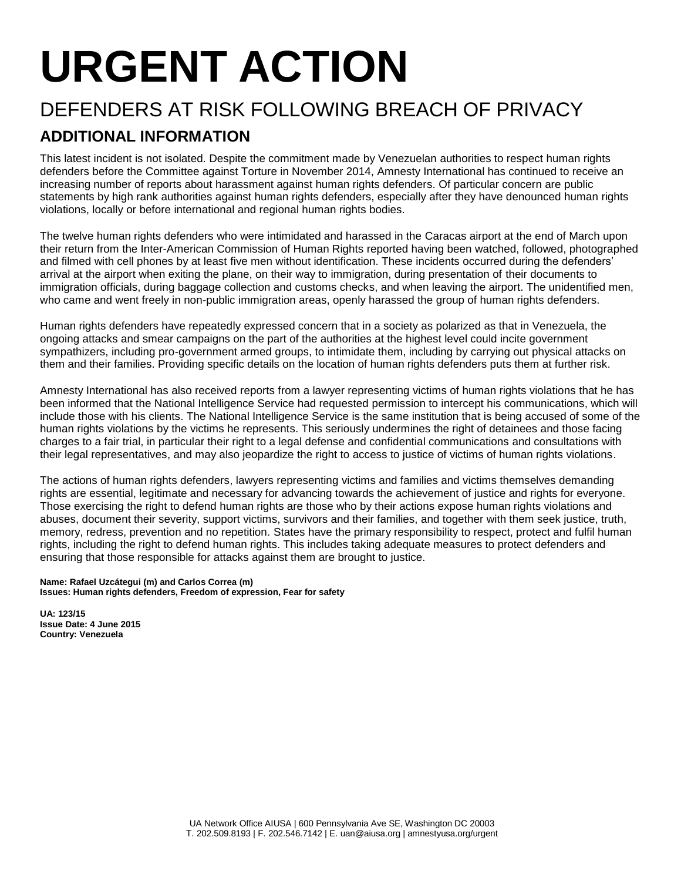# URGENT ACTION

## DEFENDERS AT RISK FOLLOWING BREACH OF PRIVACY

### ADDITIONAL INFORMATION

This latest incident is not isolated. Despite the commitment made by Venezuelan authorities to respect human rights defenders before the Committee against Torture in November 2014, Amnesty International has continued to receive an increasing number of reports about harassment against human rights defenders. Of particular concern are public statements by high rank authorities against human rights defenders, especially after they have denounced human rights violations, locally or before international and regional human rights bodies.

The twelve human rights defenders who were intimidated and harassed in the Caracas airport at the end of March upon their return from the Inter-American Commission of Human Rights reported having been watched, followed, photographed and filmed with cell phones by at least five men without identification. These incidents occurred during the defenders' arrival at the airport when exiting the plane, on their way to immigration, during presentation of their documents to immigration officials, during baggage collection and customs checks, and when leaving the airport. The unidentified men, who came and went freely in non-public immigration areas, openly harassed the group of human rights defenders.

Human rights defenders have repeatedly expressed concern that in a society as polarized as that in Venezuela, the ongoing attacks and smear campaigns on the part of the authorities at the highest level could incite government sympathizers, including pro-government armed groups, to intimidate them, including by carrying out physical attacks on them and their families. Providing specific details on the location of human rights defenders puts them at further risk.

Amnesty International has also received reports from a lawyer representing victims of human rights violations that he has been informed that the National Intelligence Service had requested permission to intercept his communications, which will include those with his clients. The National Intelligence Service is the same institution that is being accused of some of the human rights violations by the victims he represents. This seriously undermines the right of detainees and those facing charges to a fair trial, in particular their right to a legal defense and confidential communications and consultations with their legal representatives, and may also jeopardize the right to access to justice of victims of human rights violations.

The actions of human rights defenders, lawyers representing victims and families and victims themselves demanding rights are essential, legitimate and necessary for advancing towards the achievement of justice and rights for everyone. Those exercising the right to defend human rights are those who by their actions expose human rights violations and abuses, document their severity, support victims, survivors and their families, and together with them seek justice, truth, memory, redress, prevention and no repetition. States have the primary responsibility to respect, protect and fulfil human rights, including the right to defend human rights. This includes taking adequate measures to protect defenders and ensuring that those responsible for attacks against them are brought to justice.

**Name: Rafael Uzcátegui (m) and Carlos Correa (m)**
**Issues: Human rights defenders, Freedom of expression, Fear for safety**

**UA: 123/15**
**Issue Date: 4 June 2015**
**Country: Venezuela**

UA Network Office AIUSA | 600 Pennsylvania Ave SE, Washington DC 20003
T. 202.509.8193 | F. 202.546.7142 | E. uan@aiusa.org | amnestyusa.org/urgent